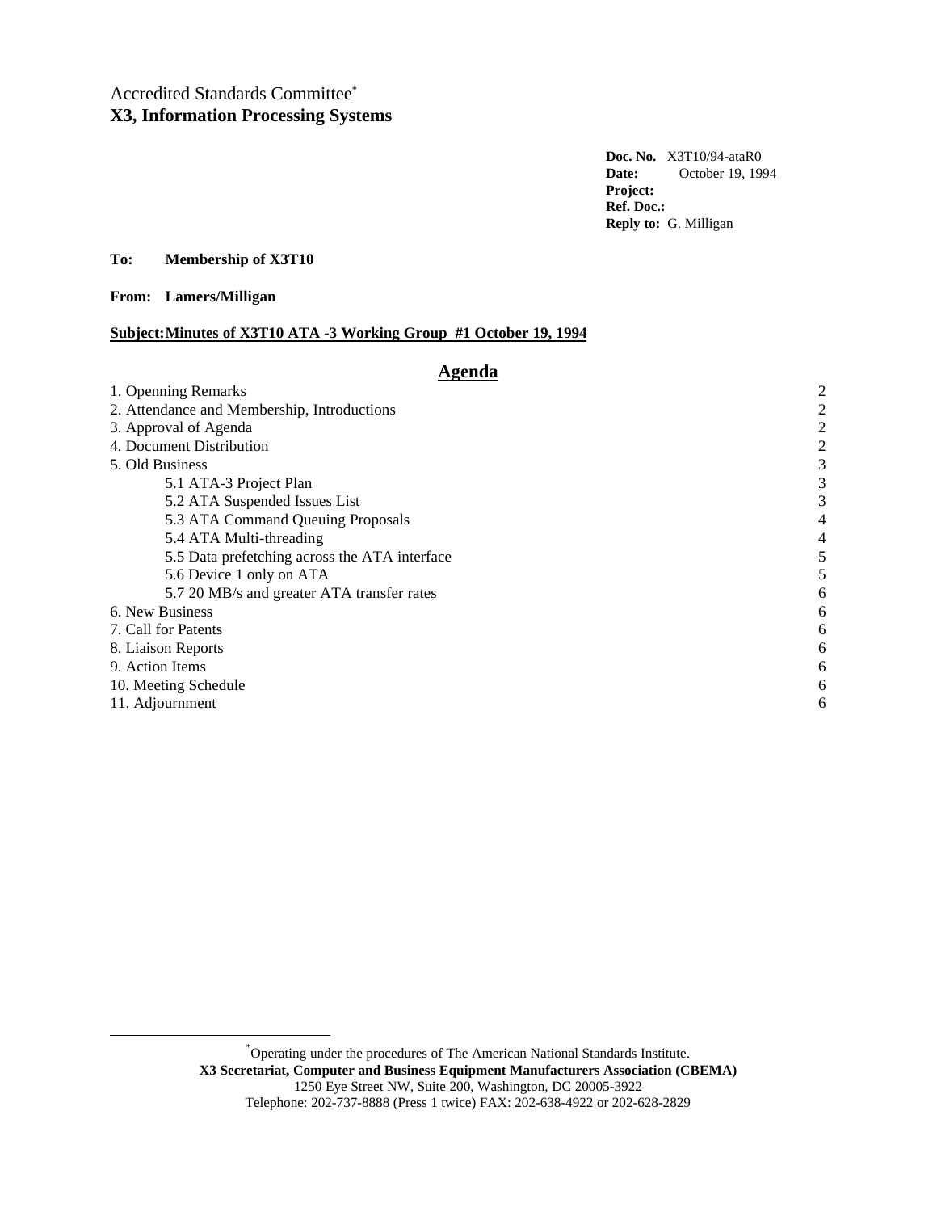Accredited Standards Committee[*]
**X3, Information Processing Systems**

**Doc. No.** X3T10/94-ataR0
**Date:** October 19, 1994
**Project:**
**Ref. Doc.:**
**Reply to:** G. Milligan

**To: Membership of X3T10**

**From: Lamers/Milligan**

**Subject: Minutes of X3T10 ATA -3 Working Group #1 October 19, 1994**

## Agenda

| | |
|---|---|
| 1. Openning Remarks | 2 |
| 2. Attendance and Membership, Introductions | 2 |
| 3. Approval of Agenda | 2 |
| 4. Document Distribution | 2 |
| 5. Old Business | 3 |
| 5.1 ATA-3 Project Plan | 3 |
| 5.2 ATA Suspended Issues List | 3 |
| 5.3 ATA Command Queuing Proposals | 4 |
| 5.4 ATA Multi-threading | 4 |
| 5.5 Data prefetching across the ATA interface | 5 |
| 5.6 Device 1 only on ATA | 5 |
| 5.7 20 MB/s and greater ATA transfer rates | 6 |
| 6. New Business | 6 |
| 7. Call for Patents | 6 |
| 8. Liaison Reports | 6 |
| 9. Action Items | 6 |
| 10. Meeting Schedule | 6 |
| 11. Adjournment | 6 |

[*] Operating under the procedures of The American National Standards Institute.
**X3 Secretariat, Computer and Business Equipment Manufacturers Association (CBEMA)**
1250 Eye Street NW, Suite 200, Washington, DC 20005-3922
Telephone: 202-737-8888 (Press 1 twice) FAX: 202-638-4922 or 202-628-2829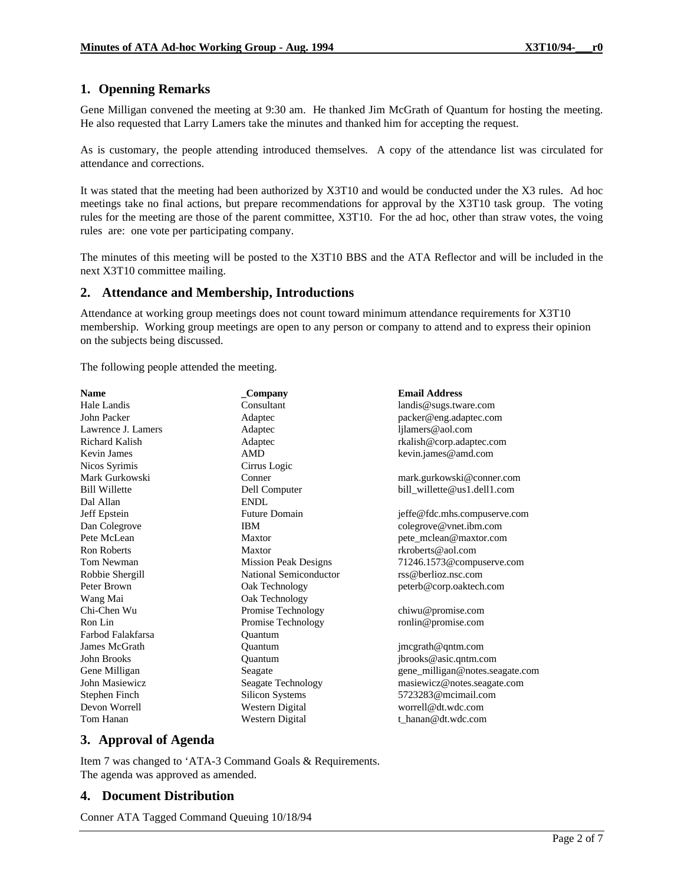## 1. Openning Remarks

Gene Milligan convened the meeting at 9:30 am. He thanked Jim McGrath of Quantum for hosting the meeting. He also requested that Larry Lamers take the minutes and thanked him for accepting the request.

As is customary, the people attending introduced themselves. A copy of the attendance list was circulated for attendance and corrections.

It was stated that the meeting had been authorized by X3T10 and would be conducted under the X3 rules. Ad hoc meetings take no final actions, but prepare recommendations for approval by the X3T10 task group. The voting rules for the meeting are those of the parent committee, X3T10. For the ad hoc, other than straw votes, the voing rules are: one vote per participating company.

The minutes of this meeting will be posted to the X3T10 BBS and the ATA Reflector and will be included in the next X3T10 committee mailing.

## 2. Attendance and Membership, Introductions

Attendance at working group meetings does not count toward minimum attendance requirements for X3T10 membership. Working group meetings are open to any person or company to attend and to express their opinion on the subjects being discussed.

The following people attended the meeting.

| Name | _Company | Email Address |
|---|---|---|
| Hale Landis | Consultant | landis@sugs.tware.com |
| John Packer | Adaptec | packer@eng.adaptec.com |
| Lawrence J. Lamers | Adaptec | ljlamers@aol.com |
| Richard Kalish | Adaptec | rkalish@corp.adaptec.com |
| Kevin James | AMD | kevin.james@amd.com |
| Nicos Syrimis | Cirrus Logic | |
| Mark Gurkowski | Conner | mark.gurkowski@conner.com |
| Bill Willette | Dell Computer | bill_willette@us1.dell1.com |
| Dal Allan | ENDL | |
| Jeff Epstein | Future Domain | jeffe@fdc.mhs.compuserve.com |
| Dan Colegrove | IBM | colegrove@vnet.ibm.com |
| Pete McLean | Maxtor | pete_mclean@maxtor.com |
| Ron Roberts | Maxtor | rkroberts@aol.com |
| Tom Newman | Mission Peak Designs | 71246.1573@compuserve.com |
| Robbie Shergill | National Semiconductor | rss@berlioz.nsc.com |
| Peter Brown | Oak Technology | peterb@corp.oaktech.com |
| Wang Mai | Oak Technology | |
| Chi-Chen Wu | Promise Technology | chiwu@promise.com |
| Ron Lin | Promise Technology | ronlin@promise.com |
| Farbod Falakfarsa | Quantum | |
| James McGrath | Quantum | jmcgrath@qntm.com |
| John Brooks | Quantum | jbrooks@asic.qntm.com |
| Gene Milligan | Seagate | gene_milligan@notes.seagate.com |
| John Masiewicz | Seagate Technology | masiewicz@notes.seagate.com |
| Stephen Finch | Silicon Systems | 5723283@mcimail.com |
| Devon Worrell | Western Digital | worrell@dt.wdc.com |
| Tom Hanan | Western Digital | t_hanan@dt.wdc.com |

## 3. Approval of Agenda

Item 7 was changed to 'ATA-3 Command Goals & Requirements.
The agenda was approved as amended.

## 4. Document Distribution

Conner ATA Tagged Command Queuing 10/18/94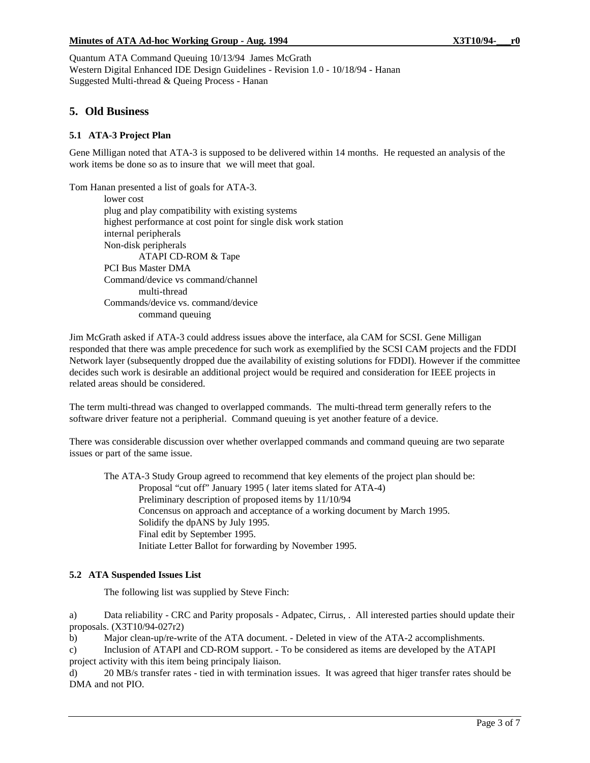Quantum ATA Command Queuing 10/13/94  James McGrath
Western Digital Enhanced IDE Design Guidelines - Revision 1.0 - 10/18/94 - Hanan
Suggested Multi-thread & Queing Process - Hanan

## 5. Old Business

### 5.1 ATA-3 Project Plan

Gene Milligan noted that ATA-3 is supposed to be delivered within 14 months.  He requested an analysis of the work items be done so as to insure that  we will meet that goal.

Tom Hanan presented a list of goals for ATA-3.

- lower cost
- plug and play compatibility with existing systems
- highest performance at cost point for single disk work station
- internal peripherals
- Non-disk peripherals
  - ATAPI CD-ROM & Tape
- PCI Bus Master DMA
- Command/device vs command/channel
  - multi-thread
- Commands/device vs. command/device
  - command queuing

Jim McGrath asked if ATA-3 could address issues above the interface, ala CAM for SCSI. Gene Milligan responded that there was ample precedence for such work as exemplified by the SCSI CAM projects and the FDDI Network layer (subsequently dropped due the availability of existing solutions for FDDI). However if the committee decides such work is desirable an additional project would be required and consideration for IEEE projects in related areas should be considered.

The term multi-thread was changed to overlapped commands.  The multi-thread term generally refers to the software driver feature not a peripherial.  Command queuing is yet another feature of a device.

There was considerable discussion over whether overlapped commands and command queuing are two separate issues or part of the same issue.

The ATA-3 Study Group agreed to recommend that key elements of the project plan should be:

- Proposal "cut off" January 1995 ( later items slated for ATA-4)
- Preliminary description of proposed items by 11/10/94
- Concensus on approach and acceptance of a working document by March 1995.
- Solidify the dpANS by July 1995.
- Final edit by September 1995.
- Initiate Letter Ballot for forwarding by November 1995.

### 5.2 ATA Suspended Issues List

The following list was supplied by Steve Finch:

a) Data reliability - CRC and Parity proposals - Adpatec, Cirrus, .  All interested parties should update their proposals. (X3T10/94-027r2)

b) Major clean-up/re-write of the ATA document. - Deleted in view of the ATA-2 accomplishments.

c) Inclusion of ATAPI and CD-ROM support. - To be considered as items are developed by the ATAPI project activity with this item being principaly liaison.

d) 20 MB/s transfer rates - tied in with termination issues.  It was agreed that higer transfer rates should be DMA and not PIO.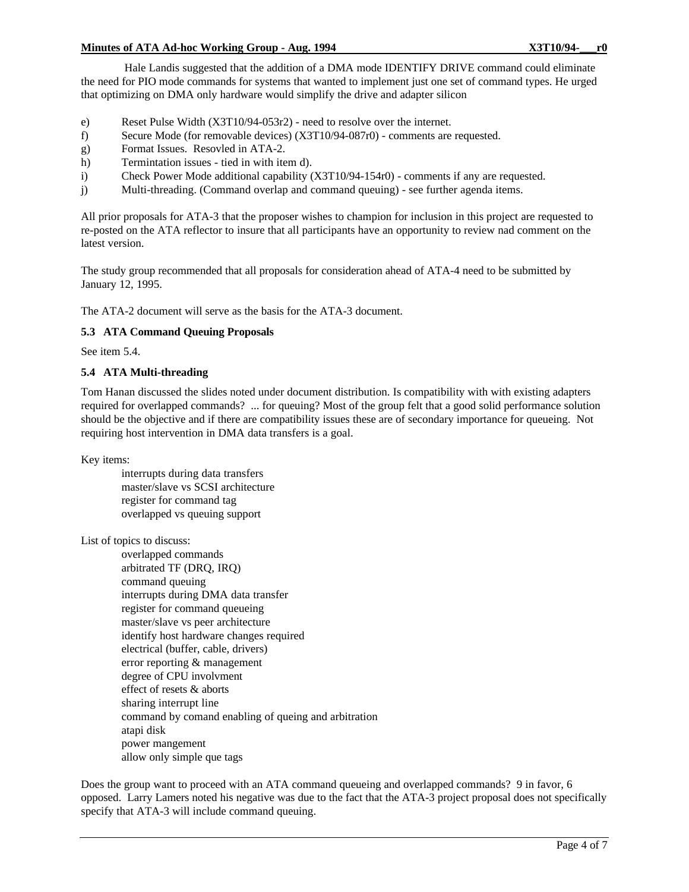Hale Landis suggested that the addition of a DMA mode IDENTIFY DRIVE command could eliminate the need for PIO mode commands for systems that wanted to implement just one set of command types. He urged that optimizing on DMA only hardware would simplify the drive and adapter silicon

e) Reset Pulse Width (X3T10/94-053r2) - need to resolve over the internet.
f) Secure Mode (for removable devices) (X3T10/94-087r0) - comments are requested.
g) Format Issues. Resovled in ATA-2.
h) Termintation issues - tied in with item d).
i) Check Power Mode additional capability (X3T10/94-154r0) - comments if any are requested.
j) Multi-threading. (Command overlap and command queuing) - see further agenda items.

All prior proposals for ATA-3 that the proposer wishes to champion for inclusion in this project are requested to re-posted on the ATA reflector to insure that all participants have an opportunity to review nad comment on the latest version.

The study group recommended that all proposals for consideration ahead of ATA-4 need to be submitted by January 12, 1995.

The ATA-2 document will serve as the basis for the ATA-3 document.

### 5.3 ATA Command Queuing Proposals

See item 5.4.

### 5.4 ATA Multi-threading

Tom Hanan discussed the slides noted under document distribution. Is compatibility with with existing adapters required for overlapped commands? ... for queuing? Most of the group felt that a good solid performance solution should be the objective and if there are compatibility issues these are of secondary importance for queueing. Not requiring host intervention in DMA data transfers is a goal.

Key items:

- interrupts during data transfers
- master/slave vs SCSI architecture
- register for command tag
- overlapped vs queuing support

List of topics to discuss:

- overlapped commands
- arbitrated TF (DRQ, IRQ)
- command queuing
- interrupts during DMA data transfer
- register for command queueing
- master/slave vs peer architecture
- identify host hardware changes required
- electrical (buffer, cable, drivers)
- error reporting & management
- degree of CPU involvment
- effect of resets & aborts
- sharing interrupt line
- command by comand enabling of queing and arbitration
- atapi disk
- power mangement
- allow only simple que tags

Does the group want to proceed with an ATA command queueing and overlapped commands? 9 in favor, 6 opposed. Larry Lamers noted his negative was due to the fact that the ATA-3 project proposal does not specifically specify that ATA-3 will include command queuing.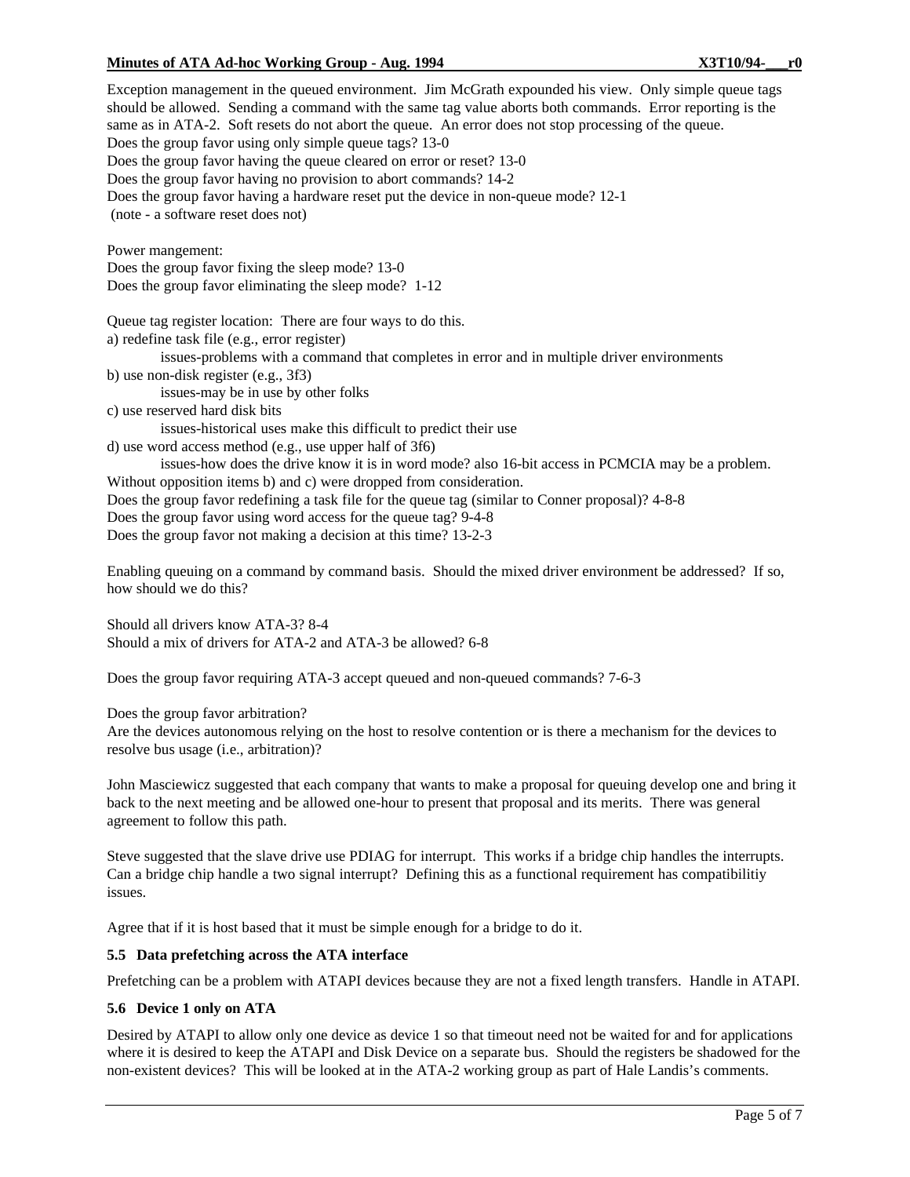Exception management in the queued environment. Jim McGrath expounded his view. Only simple queue tags should be allowed. Sending a command with the same tag value aborts both commands. Error reporting is the same as in ATA-2. Soft resets do not abort the queue. An error does not stop processing of the queue.
Does the group favor using only simple queue tags? 13-0
Does the group favor having the queue cleared on error or reset? 13-0
Does the group favor having no provision to abort commands? 14-2
Does the group favor having a hardware reset put the device in non-queue mode? 12-1
(note - a software reset does not)

Power mangement:
Does the group favor fixing the sleep mode? 13-0
Does the group favor eliminating the sleep mode? 1-12

Queue tag register location: There are four ways to do this.
a) redefine task file (e.g., error register)
  issues-problems with a command that completes in error and in multiple driver environments
b) use non-disk register (e.g., 3f3)
  issues-may be in use by other folks
c) use reserved hard disk bits
  issues-historical uses make this difficult to predict their use
d) use word access method (e.g., use upper half of 3f6)
  issues-how does the drive know it is in word mode? also 16-bit access in PCMCIA may be a problem.
Without opposition items b) and c) were dropped from consideration.
Does the group favor redefining a task file for the queue tag (similar to Conner proposal)? 4-8-8
Does the group favor using word access for the queue tag? 9-4-8
Does the group favor not making a decision at this time? 13-2-3

Enabling queuing on a command by command basis. Should the mixed driver environment be addressed? If so, how should we do this?

Should all drivers know ATA-3? 8-4
Should a mix of drivers for ATA-2 and ATA-3 be allowed? 6-8

Does the group favor requiring ATA-3 accept queued and non-queued commands? 7-6-3

Does the group favor arbitration?
Are the devices autonomous relying on the host to resolve contention or is there a mechanism for the devices to resolve bus usage (i.e., arbitration)?

John Masciewicz suggested that each company that wants to make a proposal for queuing develop one and bring it back to the next meeting and be allowed one-hour to present that proposal and its merits. There was general agreement to follow this path.

Steve suggested that the slave drive use PDIAG for interrupt. This works if a bridge chip handles the interrupts. Can a bridge chip handle a two signal interrupt? Defining this as a functional requirement has compatibilitiy issues.

Agree that if it is host based that it must be simple enough for a bridge to do it.

### 5.5 Data prefetching across the ATA interface

Prefetching can be a problem with ATAPI devices because they are not a fixed length transfers. Handle in ATAPI.

### 5.6 Device 1 only on ATA

Desired by ATAPI to allow only one device as device 1 so that timeout need not be waited for and for applications where it is desired to keep the ATAPI and Disk Device on a separate bus. Should the registers be shadowed for the non-existent devices? This will be looked at in the ATA-2 working group as part of Hale Landis's comments.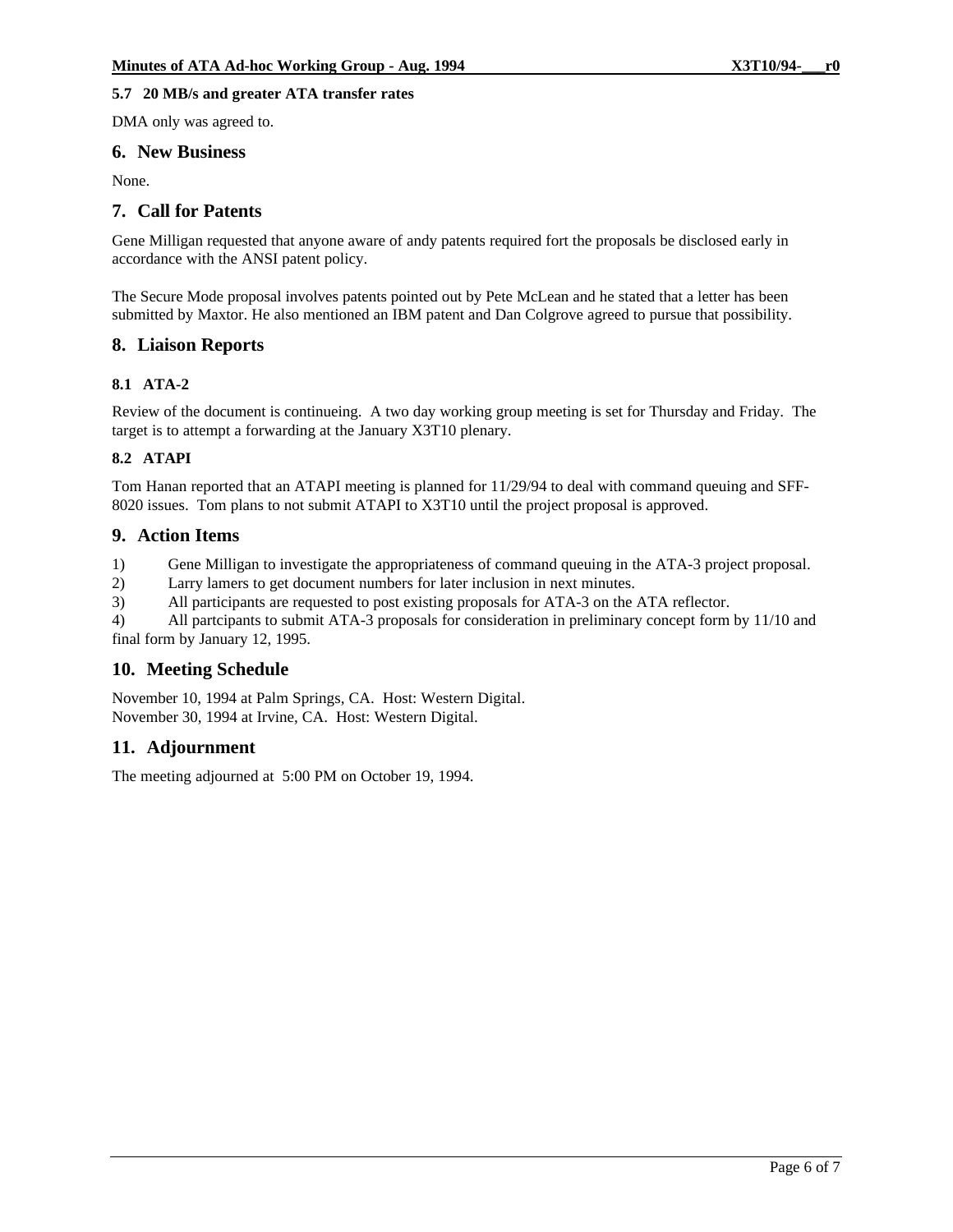### 5.7 20 MB/s and greater ATA transfer rates

DMA only was agreed to.

## 6. New Business

None.

## 7. Call for Patents

Gene Milligan requested that anyone aware of andy patents required fort the proposals be disclosed early in accordance with the ANSI patent policy.

The Secure Mode proposal involves patents pointed out by Pete McLean and he stated that a letter has been submitted by Maxtor. He also mentioned an IBM patent and Dan Colgrove agreed to pursue that possibility.

## 8. Liaison Reports

### 8.1 ATA-2

Review of the document is continueing. A two day working group meeting is set for Thursday and Friday. The target is to attempt a forwarding at the January X3T10 plenary.

### 8.2 ATAPI

Tom Hanan reported that an ATAPI meeting is planned for 11/29/94 to deal with command queuing and SFF-8020 issues. Tom plans to not submit ATAPI to X3T10 until the project proposal is approved.

## 9. Action Items

1) Gene Milligan to investigate the appropriateness of command queuing in the ATA-3 project proposal.
2) Larry lamers to get document numbers for later inclusion in next minutes.
3) All participants are requested to post existing proposals for ATA-3 on the ATA reflector.
4) All partcipants to submit ATA-3 proposals for consideration in preliminary concept form by 11/10 and final form by January 12, 1995.

## 10. Meeting Schedule

November 10, 1994 at Palm Springs, CA. Host: Western Digital.
November 30, 1994 at Irvine, CA. Host: Western Digital.

## 11. Adjournment

The meeting adjourned at 5:00 PM on October 19, 1994.